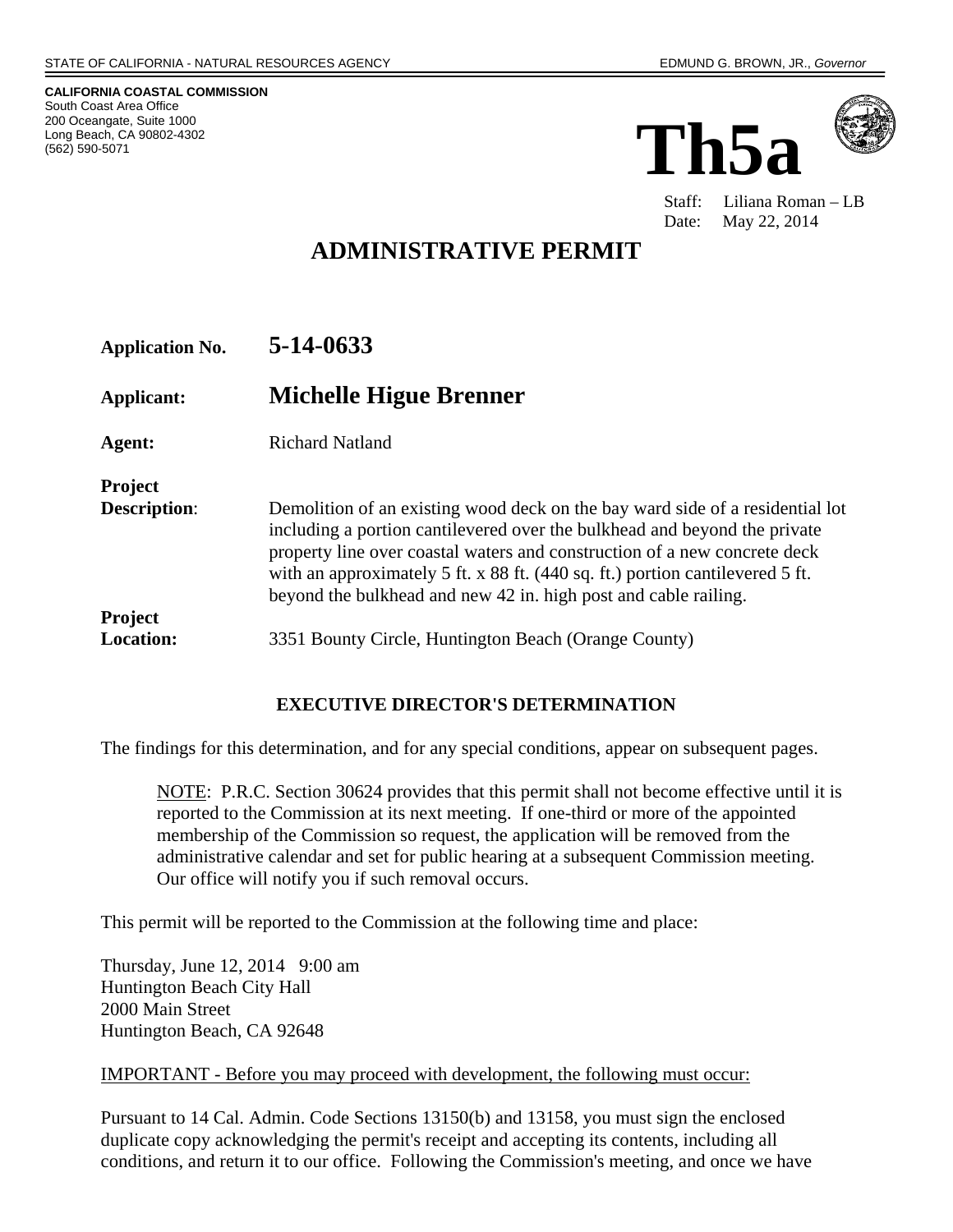STATE OF CALIFORNIA - NATURAL RESOURCES AGENCY — EDMUND G. BROWN, JR., *Governor*

**CALIFORNIA COASTAL COMMISSION**
South Coast Area Office
200 Oceangate, Suite 1000
Long Beach, CA 90802-4302
(562) 590-5071

# Th5a

Staff: Liliana Roman – LB
Date: May 22, 2014

## ADMINISTRATIVE PERMIT

| | |
|---|---|
| **Application No.** | **5-14-0633** |
| **Applicant:** | **Michelle Higue Brenner** |
| **Agent:** | Richard Natland |
| **Project Description:** | Demolition of an existing wood deck on the bay ward side of a residential lot including a portion cantilevered over the bulkhead and beyond the private property line over coastal waters and construction of a new concrete deck with an approximately 5 ft. x 88 ft. (440 sq. ft.) portion cantilevered 5 ft. beyond the bulkhead and new 42 in. high post and cable railing. |
| **Project Location:** | 3351 Bounty Circle, Huntington Beach (Orange County) |

### EXECUTIVE DIRECTOR'S DETERMINATION

The findings for this determination, and for any special conditions, appear on subsequent pages.

> NOTE: P.R.C. Section 30624 provides that this permit shall not become effective until it is reported to the Commission at its next meeting. If one-third or more of the appointed membership of the Commission so request, the application will be removed from the administrative calendar and set for public hearing at a subsequent Commission meeting. Our office will notify you if such removal occurs.

This permit will be reported to the Commission at the following time and place:

Thursday, June 12, 2014 9:00 am
Huntington Beach City Hall
2000 Main Street
Huntington Beach, CA 92648

IMPORTANT - Before you may proceed with development, the following must occur:

Pursuant to 14 Cal. Admin. Code Sections 13150(b) and 13158, you must sign the enclosed duplicate copy acknowledging the permit's receipt and accepting its contents, including all conditions, and return it to our office. Following the Commission's meeting, and once we have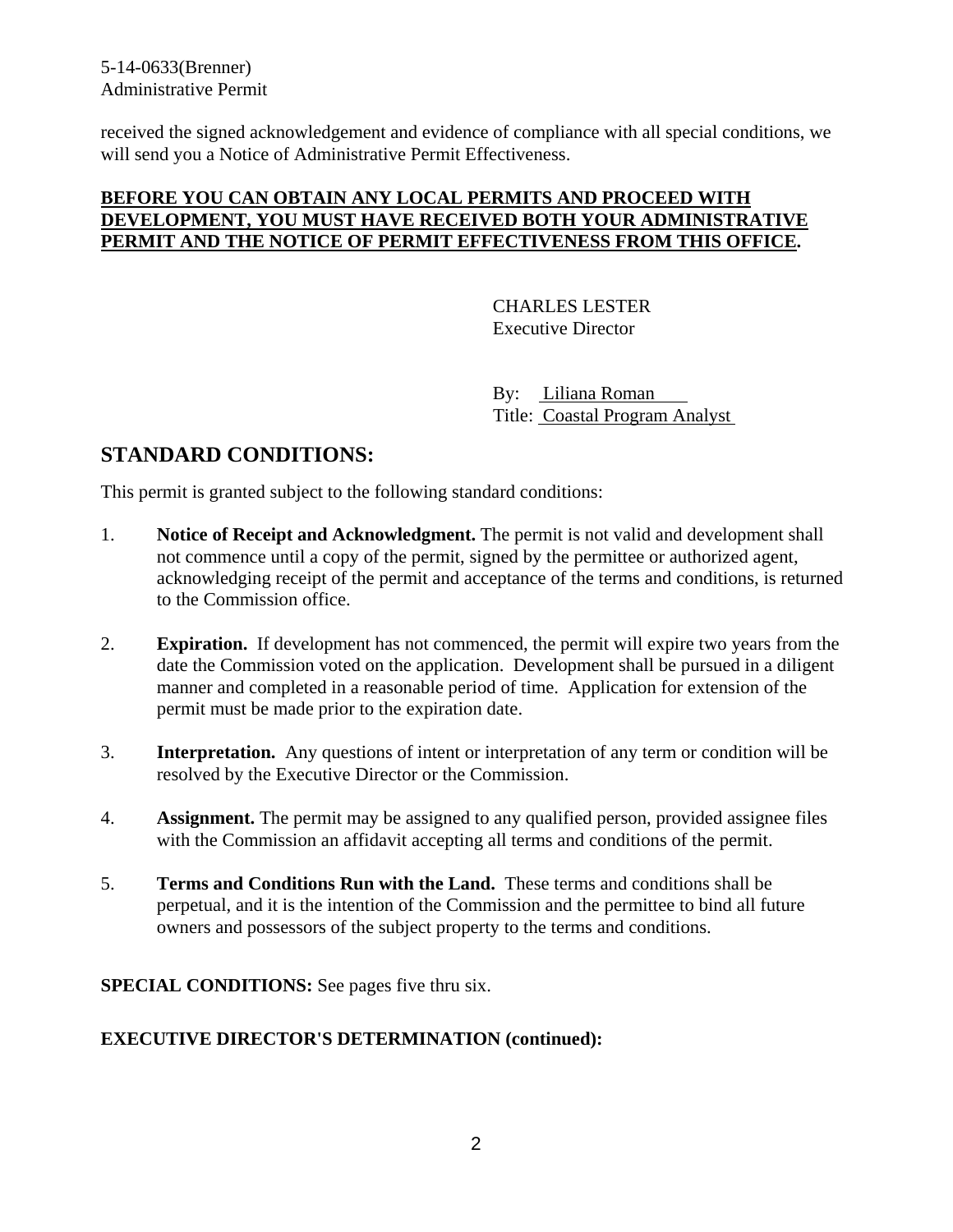received the signed acknowledgement and evidence of compliance with all special conditions, we will send you a Notice of Administrative Permit Effectiveness.

**BEFORE YOU CAN OBTAIN ANY LOCAL PERMITS AND PROCEED WITH DEVELOPMENT, YOU MUST HAVE RECEIVED BOTH YOUR ADMINISTRATIVE PERMIT AND THE NOTICE OF PERMIT EFFECTIVENESS FROM THIS OFFICE.**

CHARLES LESTER
Executive Director

By: Liliana Roman
Title: Coastal Program Analyst

## STANDARD CONDITIONS:

This permit is granted subject to the following standard conditions:

1. **Notice of Receipt and Acknowledgment.** The permit is not valid and development shall not commence until a copy of the permit, signed by the permittee or authorized agent, acknowledging receipt of the permit and acceptance of the terms and conditions, is returned to the Commission office.

2. **Expiration.** If development has not commenced, the permit will expire two years from the date the Commission voted on the application. Development shall be pursued in a diligent manner and completed in a reasonable period of time. Application for extension of the permit must be made prior to the expiration date.

3. **Interpretation.** Any questions of intent or interpretation of any term or condition will be resolved by the Executive Director or the Commission.

4. **Assignment.** The permit may be assigned to any qualified person, provided assignee files with the Commission an affidavit accepting all terms and conditions of the permit.

5. **Terms and Conditions Run with the Land.** These terms and conditions shall be perpetual, and it is the intention of the Commission and the permittee to bind all future owners and possessors of the subject property to the terms and conditions.

**SPECIAL CONDITIONS:** See pages five thru six.

**EXECUTIVE DIRECTOR'S DETERMINATION (continued):**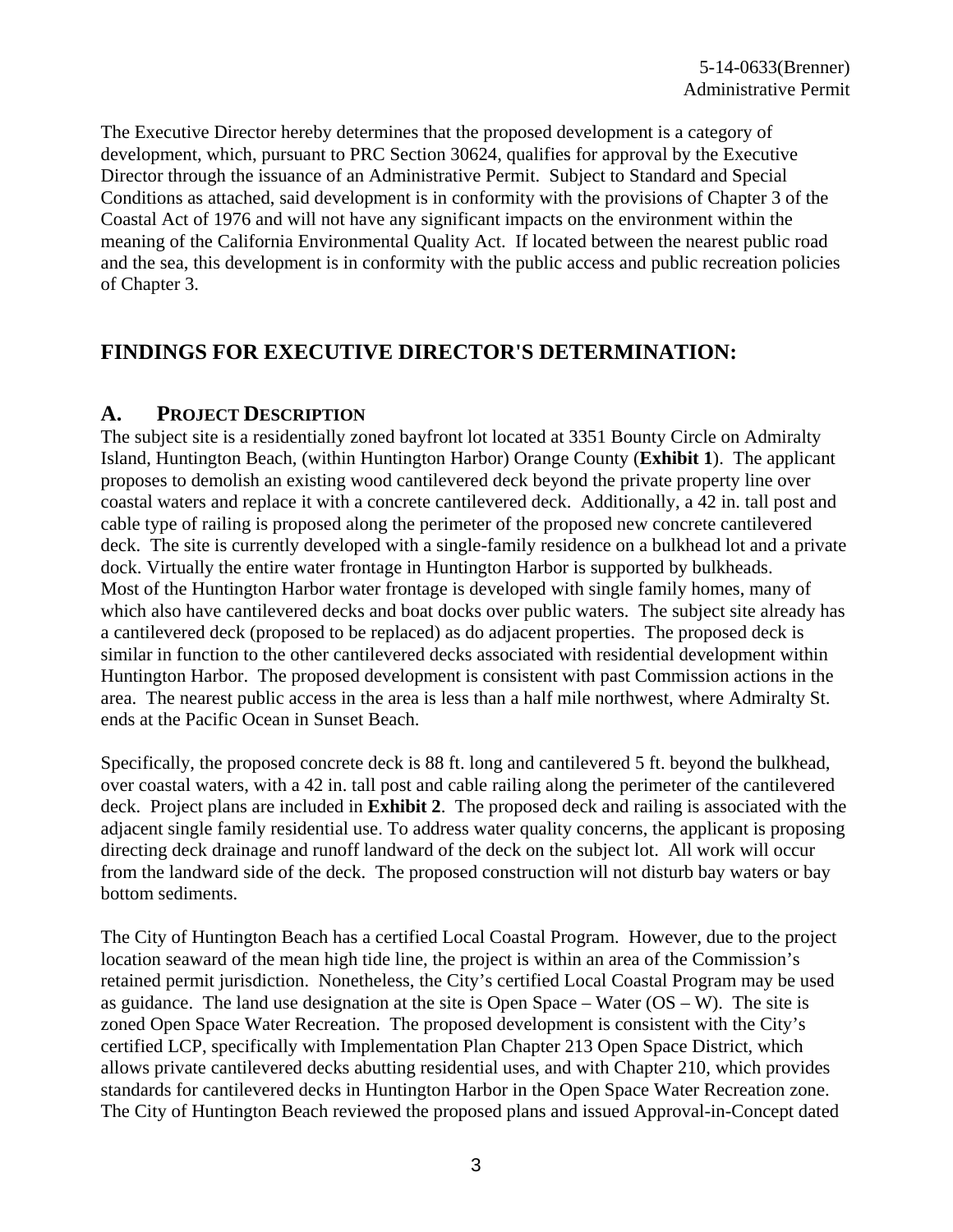The Executive Director hereby determines that the proposed development is a category of development, which, pursuant to PRC Section 30624, qualifies for approval by the Executive Director through the issuance of an Administrative Permit. Subject to Standard and Special Conditions as attached, said development is in conformity with the provisions of Chapter 3 of the Coastal Act of 1976 and will not have any significant impacts on the environment within the meaning of the California Environmental Quality Act. If located between the nearest public road and the sea, this development is in conformity with the public access and public recreation policies of Chapter 3.

## FINDINGS FOR EXECUTIVE DIRECTOR'S DETERMINATION:

### A. PROJECT DESCRIPTION

The subject site is a residentially zoned bayfront lot located at 3351 Bounty Circle on Admiralty Island, Huntington Beach, (within Huntington Harbor) Orange County (**Exhibit 1**). The applicant proposes to demolish an existing wood cantilevered deck beyond the private property line over coastal waters and replace it with a concrete cantilevered deck. Additionally, a 42 in. tall post and cable type of railing is proposed along the perimeter of the proposed new concrete cantilevered deck. The site is currently developed with a single-family residence on a bulkhead lot and a private dock. Virtually the entire water frontage in Huntington Harbor is supported by bulkheads. Most of the Huntington Harbor water frontage is developed with single family homes, many of which also have cantilevered decks and boat docks over public waters. The subject site already has a cantilevered deck (proposed to be replaced) as do adjacent properties. The proposed deck is similar in function to the other cantilevered decks associated with residential development within Huntington Harbor. The proposed development is consistent with past Commission actions in the area. The nearest public access in the area is less than a half mile northwest, where Admiralty St. ends at the Pacific Ocean in Sunset Beach.

Specifically, the proposed concrete deck is 88 ft. long and cantilevered 5 ft. beyond the bulkhead, over coastal waters, with a 42 in. tall post and cable railing along the perimeter of the cantilevered deck. Project plans are included in **Exhibit 2**. The proposed deck and railing is associated with the adjacent single family residential use. To address water quality concerns, the applicant is proposing directing deck drainage and runoff landward of the deck on the subject lot. All work will occur from the landward side of the deck. The proposed construction will not disturb bay waters or bay bottom sediments.

The City of Huntington Beach has a certified Local Coastal Program. However, due to the project location seaward of the mean high tide line, the project is within an area of the Commission's retained permit jurisdiction. Nonetheless, the City's certified Local Coastal Program may be used as guidance. The land use designation at the site is Open Space – Water (OS – W). The site is zoned Open Space Water Recreation. The proposed development is consistent with the City's certified LCP, specifically with Implementation Plan Chapter 213 Open Space District, which allows private cantilevered decks abutting residential uses, and with Chapter 210, which provides standards for cantilevered decks in Huntington Harbor in the Open Space Water Recreation zone. The City of Huntington Beach reviewed the proposed plans and issued Approval-in-Concept dated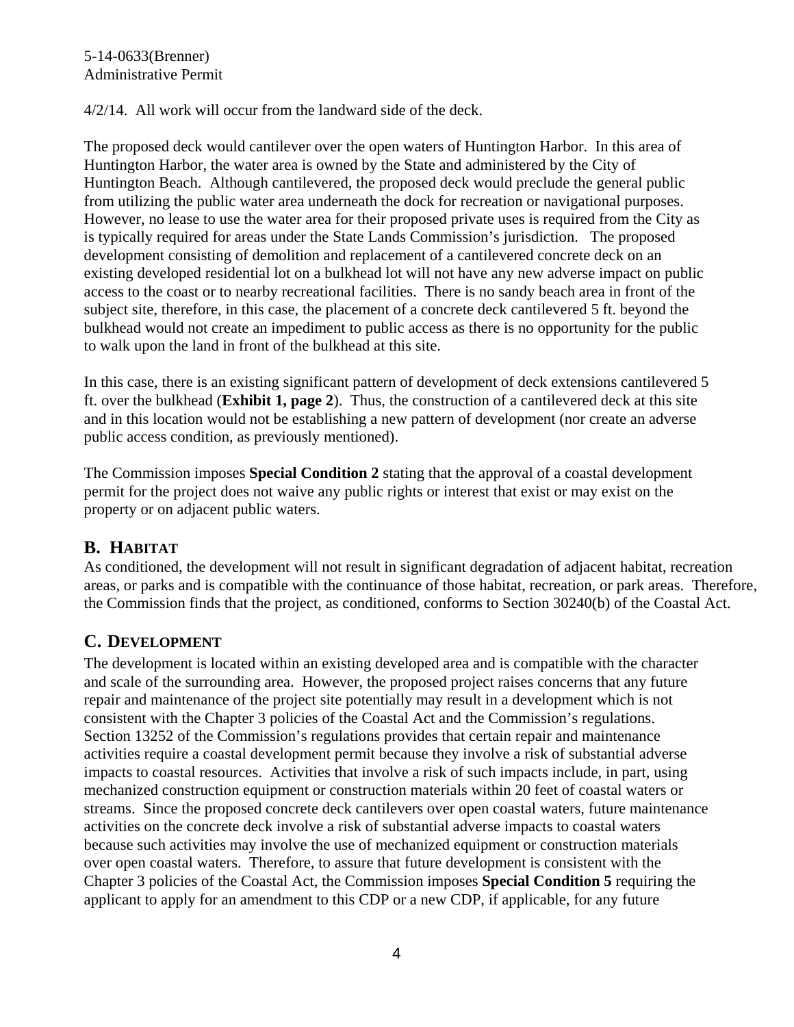4/2/14. All work will occur from the landward side of the deck.

The proposed deck would cantilever over the open waters of Huntington Harbor. In this area of Huntington Harbor, the water area is owned by the State and administered by the City of Huntington Beach. Although cantilevered, the proposed deck would preclude the general public from utilizing the public water area underneath the dock for recreation or navigational purposes. However, no lease to use the water area for their proposed private uses is required from the City as is typically required for areas under the State Lands Commission's jurisdiction. The proposed development consisting of demolition and replacement of a cantilevered concrete deck on an existing developed residential lot on a bulkhead lot will not have any new adverse impact on public access to the coast or to nearby recreational facilities. There is no sandy beach area in front of the subject site, therefore, in this case, the placement of a concrete deck cantilevered 5 ft. beyond the bulkhead would not create an impediment to public access as there is no opportunity for the public to walk upon the land in front of the bulkhead at this site.

In this case, there is an existing significant pattern of development of deck extensions cantilevered 5 ft. over the bulkhead (**Exhibit 1, page 2**). Thus, the construction of a cantilevered deck at this site and in this location would not be establishing a new pattern of development (nor create an adverse public access condition, as previously mentioned).

The Commission imposes **Special Condition 2** stating that the approval of a coastal development permit for the project does not waive any public rights or interest that exist or may exist on the property or on adjacent public waters.

## B. Habitat

As conditioned, the development will not result in significant degradation of adjacent habitat, recreation areas, or parks and is compatible with the continuance of those habitat, recreation, or park areas. Therefore, the Commission finds that the project, as conditioned, conforms to Section 30240(b) of the Coastal Act.

## C. Development

The development is located within an existing developed area and is compatible with the character and scale of the surrounding area. However, the proposed project raises concerns that any future repair and maintenance of the project site potentially may result in a development which is not consistent with the Chapter 3 policies of the Coastal Act and the Commission's regulations. Section 13252 of the Commission's regulations provides that certain repair and maintenance activities require a coastal development permit because they involve a risk of substantial adverse impacts to coastal resources. Activities that involve a risk of such impacts include, in part, using mechanized construction equipment or construction materials within 20 feet of coastal waters or streams. Since the proposed concrete deck cantilevers over open coastal waters, future maintenance activities on the concrete deck involve a risk of substantial adverse impacts to coastal waters because such activities may involve the use of mechanized equipment or construction materials over open coastal waters. Therefore, to assure that future development is consistent with the Chapter 3 policies of the Coastal Act, the Commission imposes **Special Condition 5** requiring the applicant to apply for an amendment to this CDP or a new CDP, if applicable, for any future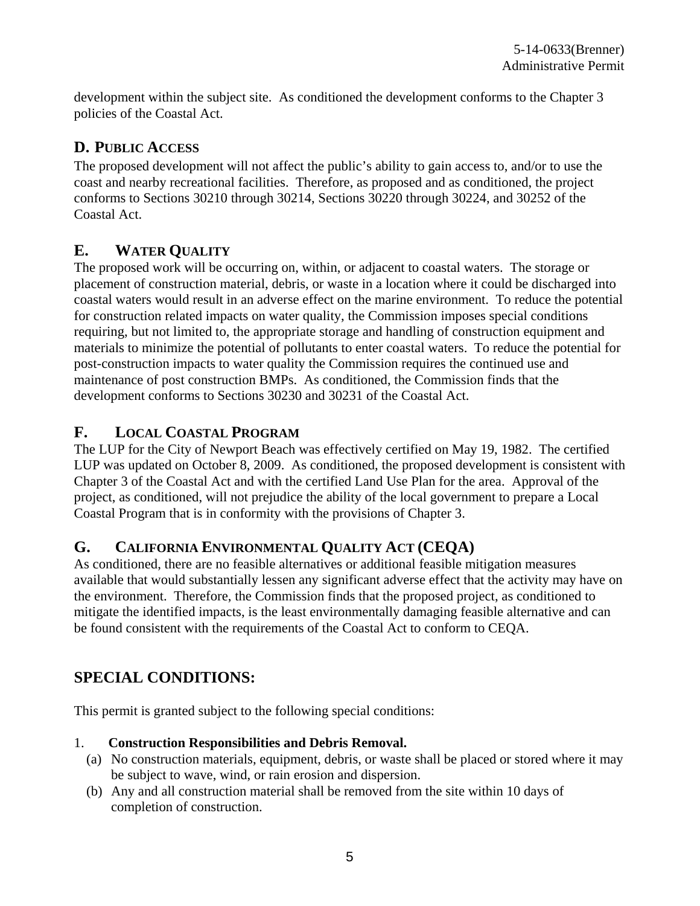development within the subject site. As conditioned the development conforms to the Chapter 3 policies of the Coastal Act.

## D. PUBLIC ACCESS

The proposed development will not affect the public's ability to gain access to, and/or to use the coast and nearby recreational facilities. Therefore, as proposed and as conditioned, the project conforms to Sections 30210 through 30214, Sections 30220 through 30224, and 30252 of the Coastal Act.

## E. WATER QUALITY

The proposed work will be occurring on, within, or adjacent to coastal waters. The storage or placement of construction material, debris, or waste in a location where it could be discharged into coastal waters would result in an adverse effect on the marine environment. To reduce the potential for construction related impacts on water quality, the Commission imposes special conditions requiring, but not limited to, the appropriate storage and handling of construction equipment and materials to minimize the potential of pollutants to enter coastal waters. To reduce the potential for post-construction impacts to water quality the Commission requires the continued use and maintenance of post construction BMPs. As conditioned, the Commission finds that the development conforms to Sections 30230 and 30231 of the Coastal Act.

## F. LOCAL COASTAL PROGRAM

The LUP for the City of Newport Beach was effectively certified on May 19, 1982. The certified LUP was updated on October 8, 2009. As conditioned, the proposed development is consistent with Chapter 3 of the Coastal Act and with the certified Land Use Plan for the area. Approval of the project, as conditioned, will not prejudice the ability of the local government to prepare a Local Coastal Program that is in conformity with the provisions of Chapter 3.

## G. CALIFORNIA ENVIRONMENTAL QUALITY ACT (CEQA)

As conditioned, there are no feasible alternatives or additional feasible mitigation measures available that would substantially lessen any significant adverse effect that the activity may have on the environment. Therefore, the Commission finds that the proposed project, as conditioned to mitigate the identified impacts, is the least environmentally damaging feasible alternative and can be found consistent with the requirements of the Coastal Act to conform to CEQA.

# SPECIAL CONDITIONS:

This permit is granted subject to the following special conditions:

1. **Construction Responsibilities and Debris Removal.**
   - (a) No construction materials, equipment, debris, or waste shall be placed or stored where it may be subject to wave, wind, or rain erosion and dispersion.
   - (b) Any and all construction material shall be removed from the site within 10 days of completion of construction.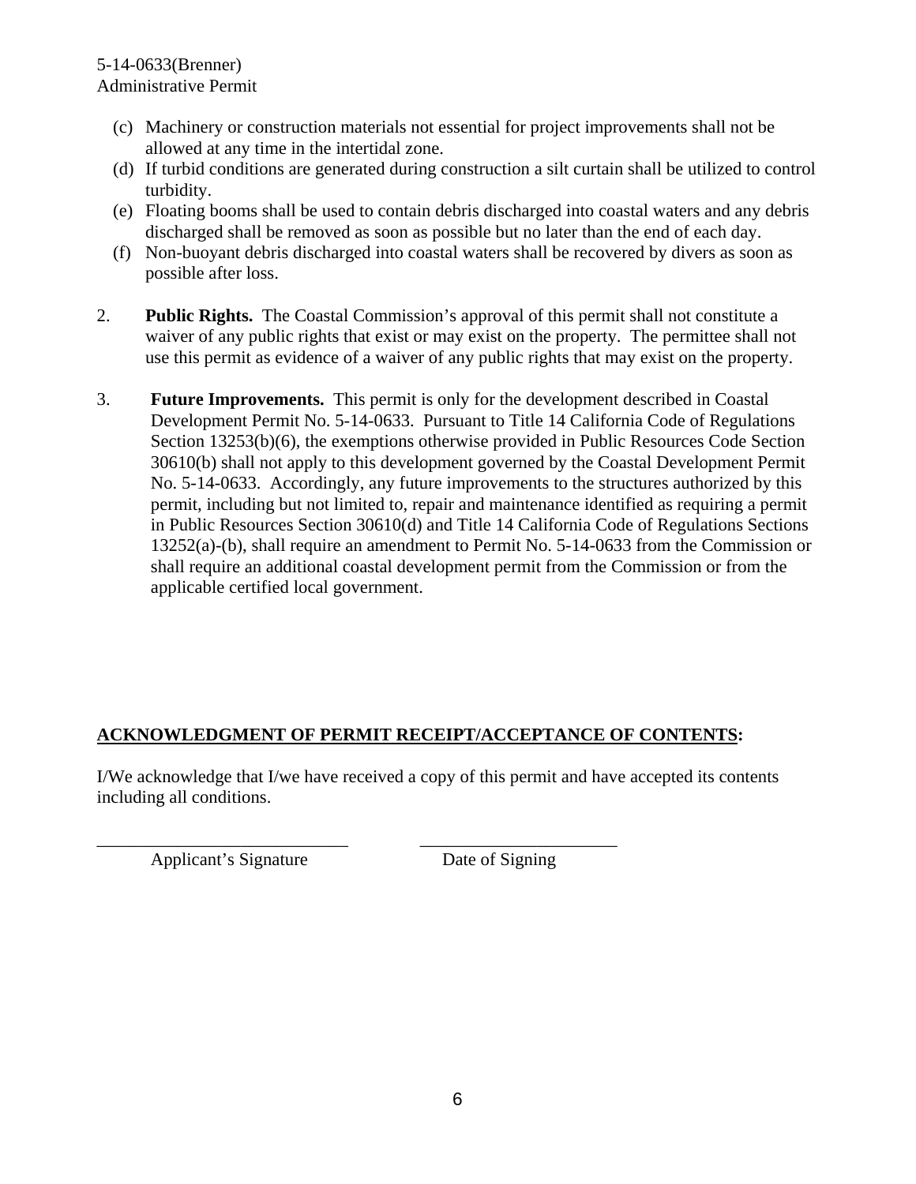(c) Machinery or construction materials not essential for project improvements shall not be allowed at any time in the intertidal zone.
(d) If turbid conditions are generated during construction a silt curtain shall be utilized to control turbidity.
(e) Floating booms shall be used to contain debris discharged into coastal waters and any debris discharged shall be removed as soon as possible but no later than the end of each day.
(f) Non-buoyant debris discharged into coastal waters shall be recovered by divers as soon as possible after loss.

2. **Public Rights.** The Coastal Commission's approval of this permit shall not constitute a waiver of any public rights that exist or may exist on the property. The permittee shall not use this permit as evidence of a waiver of any public rights that may exist on the property.

3. **Future Improvements.** This permit is only for the development described in Coastal Development Permit No. 5-14-0633. Pursuant to Title 14 California Code of Regulations Section 13253(b)(6), the exemptions otherwise provided in Public Resources Code Section 30610(b) shall not apply to this development governed by the Coastal Development Permit No. 5-14-0633. Accordingly, any future improvements to the structures authorized by this permit, including but not limited to, repair and maintenance identified as requiring a permit in Public Resources Section 30610(d) and Title 14 California Code of Regulations Sections 13252(a)-(b), shall require an amendment to Permit No. 5-14-0633 from the Commission or shall require an additional coastal development permit from the Commission or from the applicable certified local government.

**ACKNOWLEDGMENT OF PERMIT RECEIPT/ACCEPTANCE OF CONTENTS:**

I/We acknowledge that I/we have received a copy of this permit and have accepted its contents including all conditions.

\_\_\_\_\_\_\_\_\_\_\_\_\_\_\_\_\_\_\_\_\_\_\_\_\_\_\_\_ \_\_\_\_\_\_\_\_\_\_\_\_\_\_\_\_\_\_\_\_\_\_\_\_

Applicant's Signature Date of Signing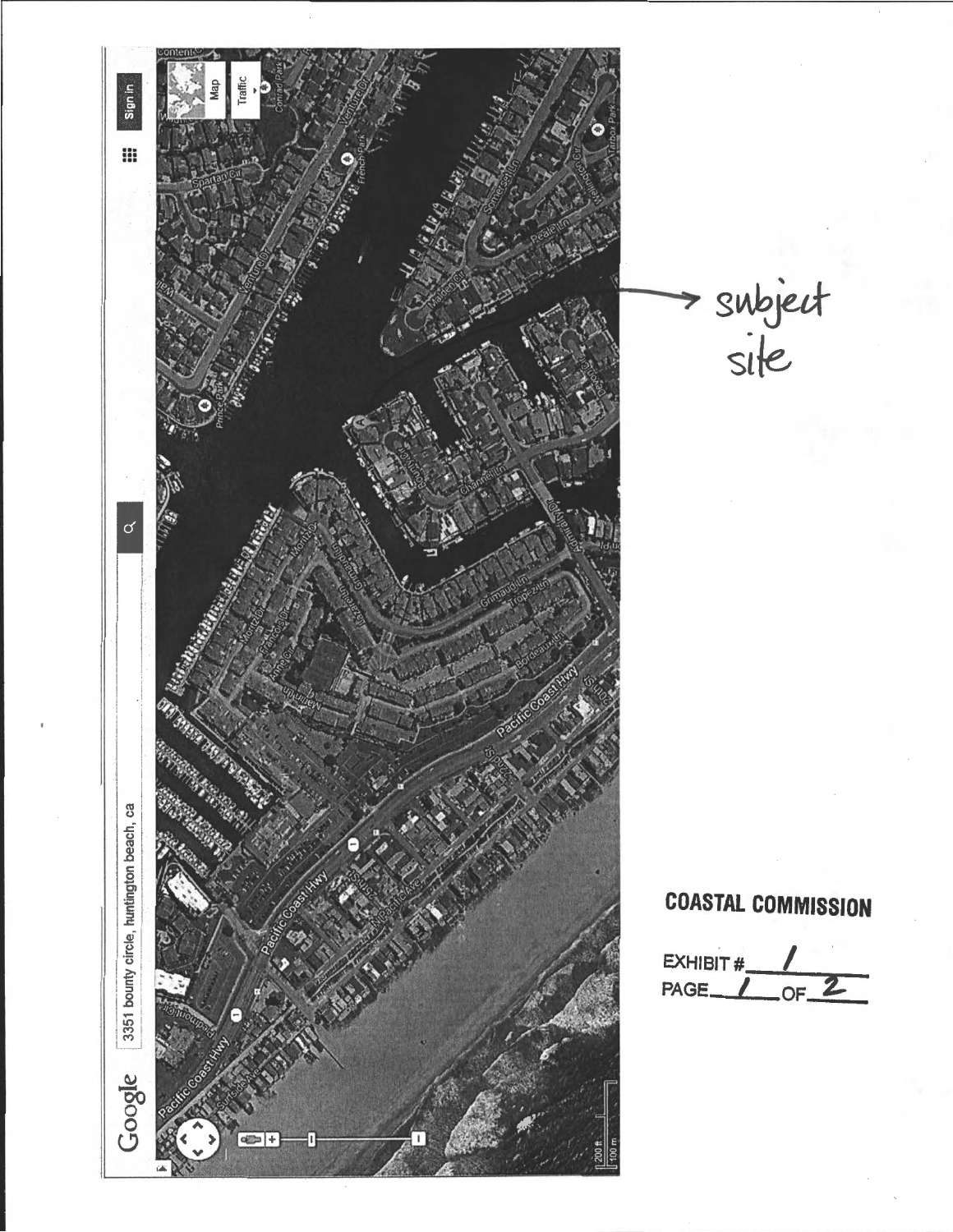subject site

**COASTAL COMMISSION**

EXHIBIT # 1

PAGE 1 OF 2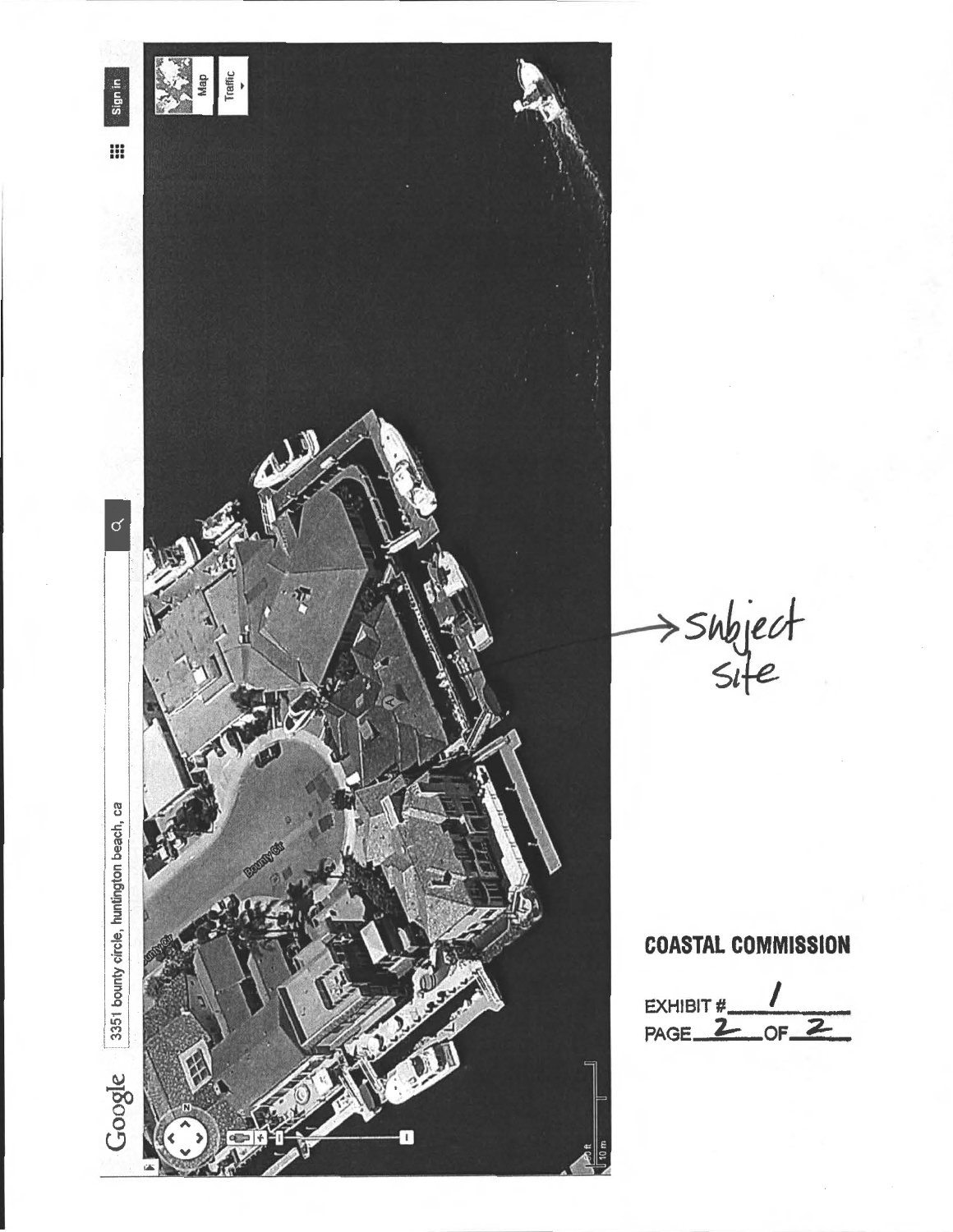→ Subject Site

**COASTAL COMMISSION**

EXHIBIT # 1

PAGE 2 OF 2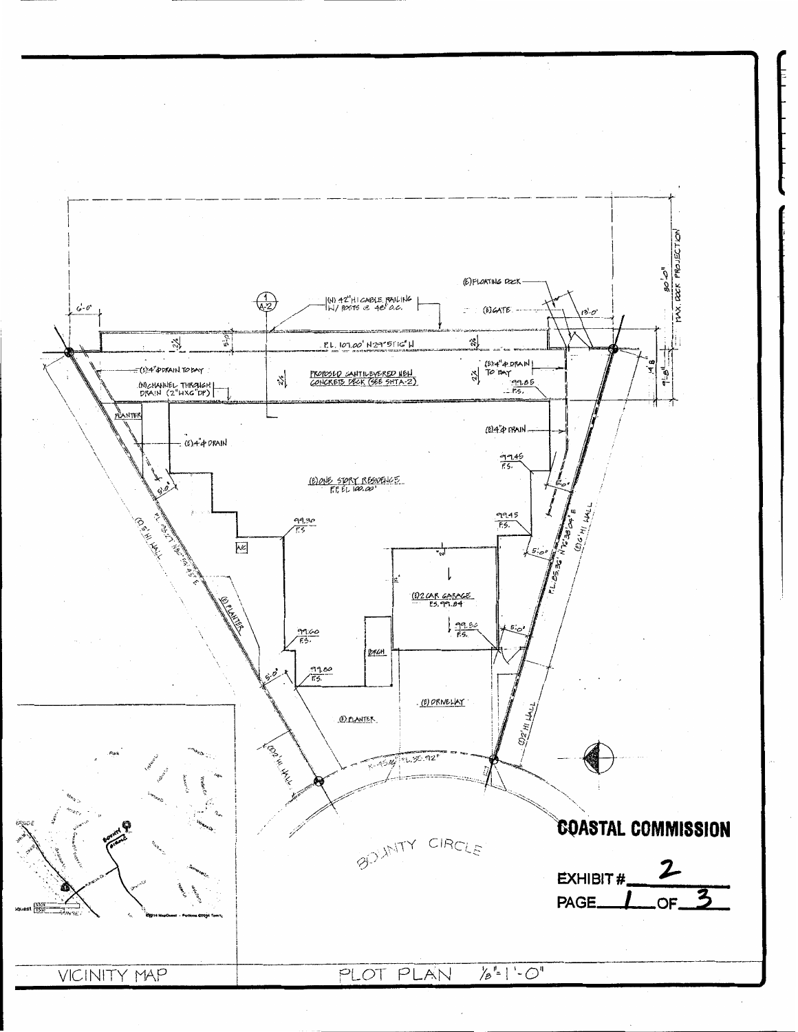(E) FLOATING DOCK

(N) 42" HI CABLE RAILING W/ POSTS @ 48" O.C.

(E) GATE

6'-0"

13'-0"

30'-0" MAX. DOCK PROJECTION

P.L. 107.00' N29°51'16"W

(E) 4" ϕ DRAIN TO BAY

(N) CHANNEL THROUGH DRAIN (2"WX6"DP)

PROPOSED CANTILEVERED NEW CONCRETE DECK (SEE SHT A-2)

(E) 4" ϕ DRAIN TO BAY

99.85 F.S.

9'-8"

PLANTER

(E) 4" ϕ DRAIN

(E) 4" ϕ DRAIN

99.45 F.S.

(E) ONE STORY RESIDENCE F.F. EL 100.00'

99.90 F.S.

99.45 F.S.

A/C

(E) 5' HI WALL

(E) 6' HI WALL

(E) PLANTER

(E) 2 CAR GARAGE F.S. 99.84

99.50 F.S.

99.60 F.S.

99.80 F.S.

PORCH

5'-0"

(E) DRIVEWAY

(E) PLANTER

(E) 2' HI WALL

(E) 2' HI WALL

BOUNTY CIRCLE

VICINITY MAP

PLOT PLAN 1/8"=1'-0"

**COASTAL COMMISSION**

EXHIBIT # 2

PAGE 1 OF 3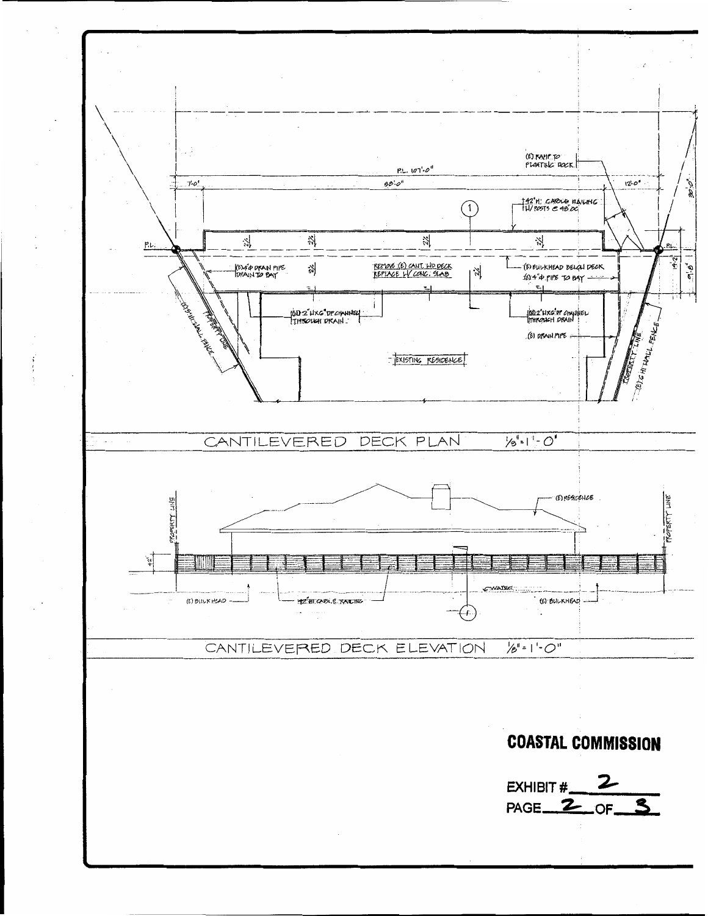(E) RAMP TO FLOATING DOCK

P.L. 107'-0"

7'-0"

88'-0"

12'-0"

30'-0"

42" H. CABLE RAILING W/ POSTS @ 48" OC

1

P.L.

P.L.

2%

2%

2%

2%

(E) 4" Ø DRAIN PIPE DRAIN TO BAY

2%

REMOVE (E) CANT. WD DECK REPLACE W/ CONC. SLAB

2%

(E) BULKHEAD BELOW DECK

(E) 4" Ø PIPE TO BAY

14'-2"

9'-8"

(E) 5' HI. WALL FENCE

PROPERTY LINE

(N) 2" H x 6" DP CHANNEL THROUGH DRAIN

(N) 2" H x 6" DP CHANNEL THROUGH DRAIN

(E) DRAIN PIPE

EXISTING RESIDENCE

PROPERTY LINE

(E) 6' HI. WALL FENCE

CANTILEVERED DECK PLAN 1/8" = 1'-0"

PROPERTY LINE

PROPERTY LINE

(E) RESIDENCE

42"

WATER

(E) BULKHEAD

42" HI. CABLE RAILING

(E) BULKHEAD

1

CANTILEVERED DECK ELEVATION 1/8" = 1'-0"

**COASTAL COMMISSION**

EXHIBIT # 2

PAGE 2 OF 3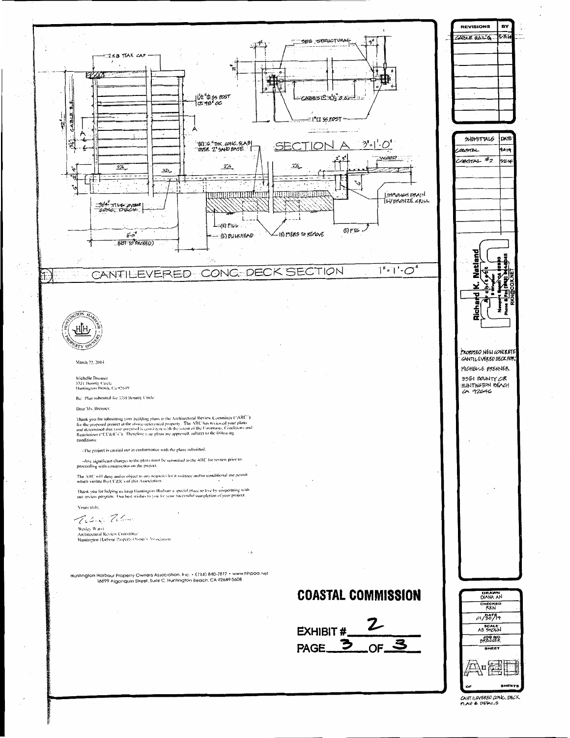SEE STRUCTURAL

2X8 TEAK CAP

1 1/2" ⌀ SS POST @ 48" OC

CABLES @ 3 1/2" O.C.

1" □ SS POST

CABLE S.S.

(N) 6" THK CONC. SLAB OVER 2" SAND BASE

SECTION A 3"=1'-0"

WOOD

THROUGH DRAIN W/ BRONZE GRILL

3/4" TILE OVER CONC. DECK

(N) FILL

(E) BULKHEAD

(E) PIERS TO REMOVE

(E) FTG

5'-0" (NOT TO EXCEED)

1 CANTILEVERED CONC. DECK SECTION 1"=1'-0"

| REVISIONS | BY |
|---|---|
| CABLE RAIL'G | 5/28/14 |

| SUBMITTALS | DATE |
|---|---|
| COASTAL | 4/14 |
| COASTAL #2 | 5/21/14 |

Richard K. Natland
Architect
Newport Beach CA
RKN@COX.NET

PROPOSED NEW CONCRETE CANTILEVERED DECK FOR: MICHELLE BRENNER
3351 BOUNTY CIR
HUNTINGTON BEACH CA 92646

March 22, 2014

Michelle Brenner
3351 Bounty Circle
Huntington Beach, Ca 92649

Re: Plan submittal for 3351 Bounty Circle

Dear Ms. Brenner:

Thank you for submitting your building plans to the Architectural Review Committee ("ARC") for the proposed project at the above-referenced property. The ARC has reviewed your plans and determined that your proposal is consistent with the intent of the Covenants, Conditions and Restrictions ("CC&R's"). Therefore your plans are approved, subject to the following conditions:

- The project is carried out in conformance with the plans submitted.

- Any significant changes to the plans must be submitted to the ARC for review prior to proceeding with construction on the project.

The ARC will deny and/or object to any request(s) for a variance and/or conditional use permit which violate the CC&R's of this Association.

Thank you for helping us keep Huntington Harbour a special place to live by cooperating with our review program. Our best wishes to you for your successful completion of your project.

Yours truly,

Wesley Warvi
Architectural Review Committee
Huntington Harbour Property Owner's Association

Huntington Harbour Property Owners Association, Inc. • (714) 840-7877 • www.hhpoa.net
16699 Algonquin Street, Suite C, Huntington Beach, CA 92649-5608

**COASTAL COMMISSION**

EXHIBIT # 2

PAGE 3 OF 3

DRAWN: DIANA AN
CHECKED: RKN
DATE: 01/30/14
SCALE: AS SHOWN
JOB NO.: BRENNER
SHEET: A-2

CANTILEVERED CONC. DECK PLAN & DETAILS